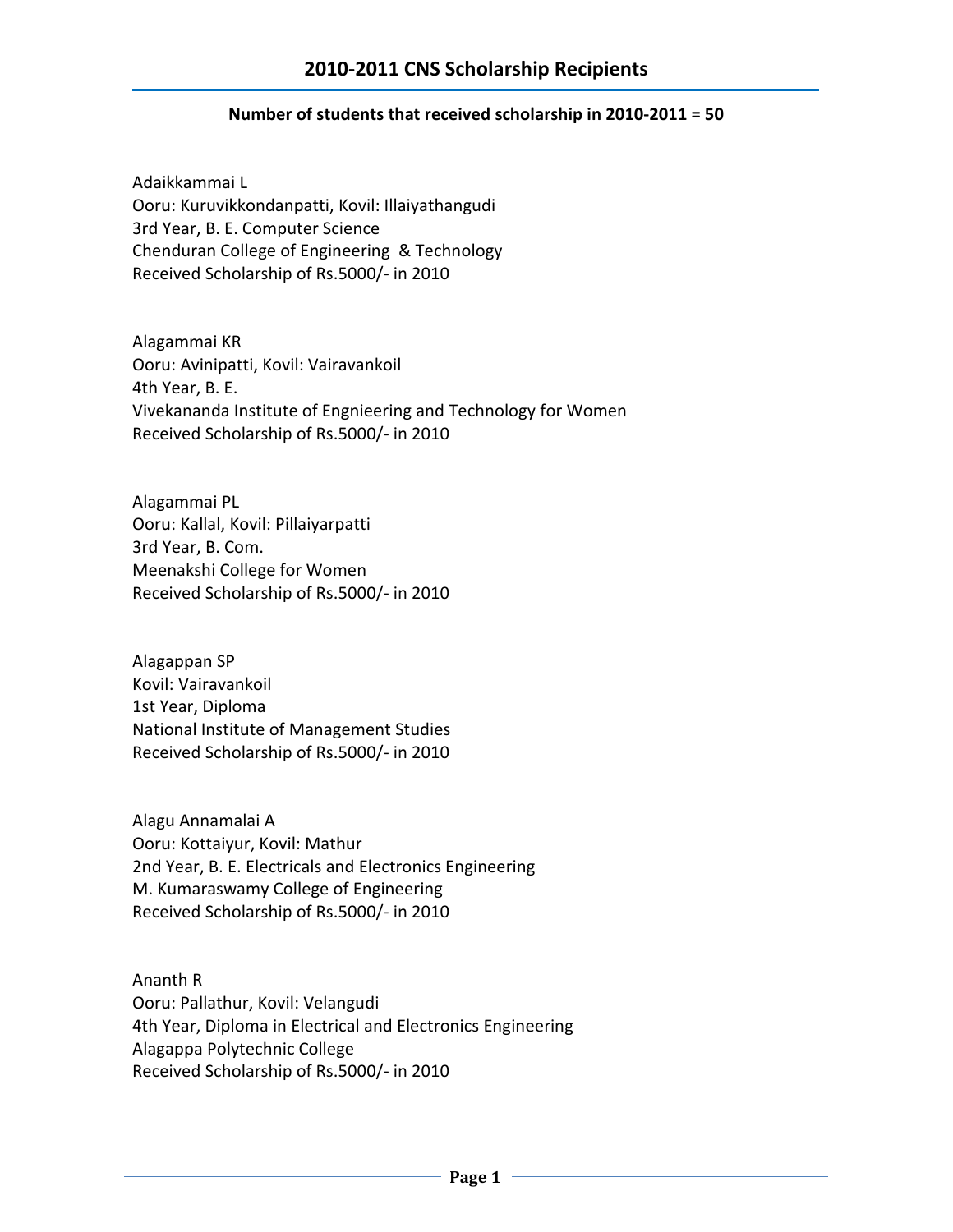# 2010-2011 CNS Scholarship Recipients

**Number of students that received scholarship in 2010-2011 = 50**

Adaikkammai L
Ooru: Kuruvikkondanpatti, Kovil: Illaiyathangudi
3rd Year, B. E. Computer Science
Chenduran College of Engineering & Technology
Received Scholarship of Rs.5000/- in 2010

Alagammai KR
Ooru: Avinipatti, Kovil: Vairavankoil
4th Year, B. E.
Vivekananda Institute of Engnieering and Technology for Women
Received Scholarship of Rs.5000/- in 2010

Alagammai PL
Ooru: Kallal, Kovil: Pillaiyarpatti
3rd Year, B. Com.
Meenakshi College for Women
Received Scholarship of Rs.5000/- in 2010

Alagappan SP
Kovil: Vairavankoil
1st Year, Diploma
National Institute of Management Studies
Received Scholarship of Rs.5000/- in 2010

Alagu Annamalai A
Ooru: Kottaiyur, Kovil: Mathur
2nd Year, B. E. Electricals and Electronics Engineering
M. Kumaraswamy College of Engineering
Received Scholarship of Rs.5000/- in 2010

Ananth R
Ooru: Pallathur, Kovil: Velangudi
4th Year, Diploma in Electrical and Electronics Engineering
Alagappa Polytechnic College
Received Scholarship of Rs.5000/- in 2010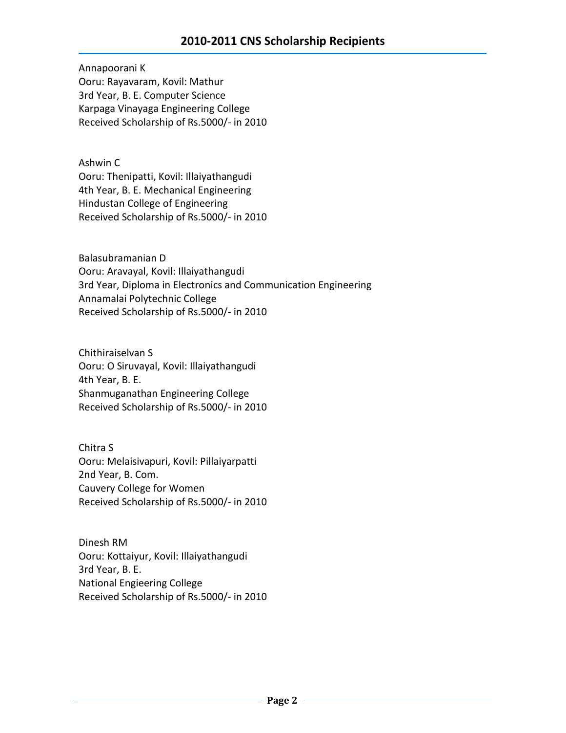## 2010-2011 CNS Scholarship Recipients

Annapoorani K
Ooru: Rayavaram, Kovil: Mathur
3rd Year, B. E. Computer Science
Karpaga Vinayaga Engineering College
Received Scholarship of Rs.5000/- in 2010

Ashwin C
Ooru: Thenipatti, Kovil: Illaiyathangudi
4th Year, B. E. Mechanical Engineering
Hindustan College of Engineering
Received Scholarship of Rs.5000/- in 2010

Balasubramanian D
Ooru: Aravayal, Kovil: Illaiyathangudi
3rd Year, Diploma in Electronics and Communication Engineering
Annamalai Polytechnic College
Received Scholarship of Rs.5000/- in 2010

Chithiraiselvan S
Ooru: O Siruvayal, Kovil: Illaiyathangudi
4th Year, B. E.
Shanmuganathan Engineering College
Received Scholarship of Rs.5000/- in 2010

Chitra S
Ooru: Melaisivapuri, Kovil: Pillaiyarpatti
2nd Year, B. Com.
Cauvery College for Women
Received Scholarship of Rs.5000/- in 2010

Dinesh RM
Ooru: Kottaiyur, Kovil: Illaiyathangudi
3rd Year, B. E.
National Engieering College
Received Scholarship of Rs.5000/- in 2010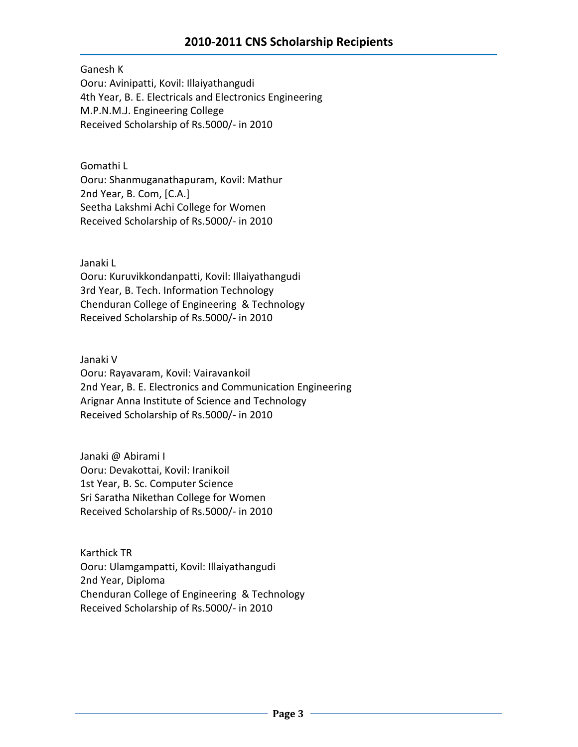## 2010-2011 CNS Scholarship Recipients

Ganesh K  
Ooru: Avinipatti, Kovil: Illaiyathangudi  
4th Year, B. E. Electricals and Electronics Engineering  
M.P.N.M.J. Engineering College  
Received Scholarship of Rs.5000/- in 2010

Gomathi L  
Ooru: Shanmuganathapuram, Kovil: Mathur  
2nd Year, B. Com, [C.A.]  
Seetha Lakshmi Achi College for Women  
Received Scholarship of Rs.5000/- in 2010

Janaki L  
Ooru: Kuruvikkondanpatti, Kovil: Illaiyathangudi  
3rd Year, B. Tech. Information Technology  
Chenduran College of Engineering & Technology  
Received Scholarship of Rs.5000/- in 2010

Janaki V  
Ooru: Rayavaram, Kovil: Vairavankoil  
2nd Year, B. E. Electronics and Communication Engineering  
Arignar Anna Institute of Science and Technology  
Received Scholarship of Rs.5000/- in 2010

Janaki @ Abirami I  
Ooru: Devakottai, Kovil: Iranikoil  
1st Year, B. Sc. Computer Science  
Sri Saratha Nikethan College for Women  
Received Scholarship of Rs.5000/- in 2010

Karthick TR  
Ooru: Ulamgampatti, Kovil: Illaiyathangudi  
2nd Year, Diploma  
Chenduran College of Engineering & Technology  
Received Scholarship of Rs.5000/- in 2010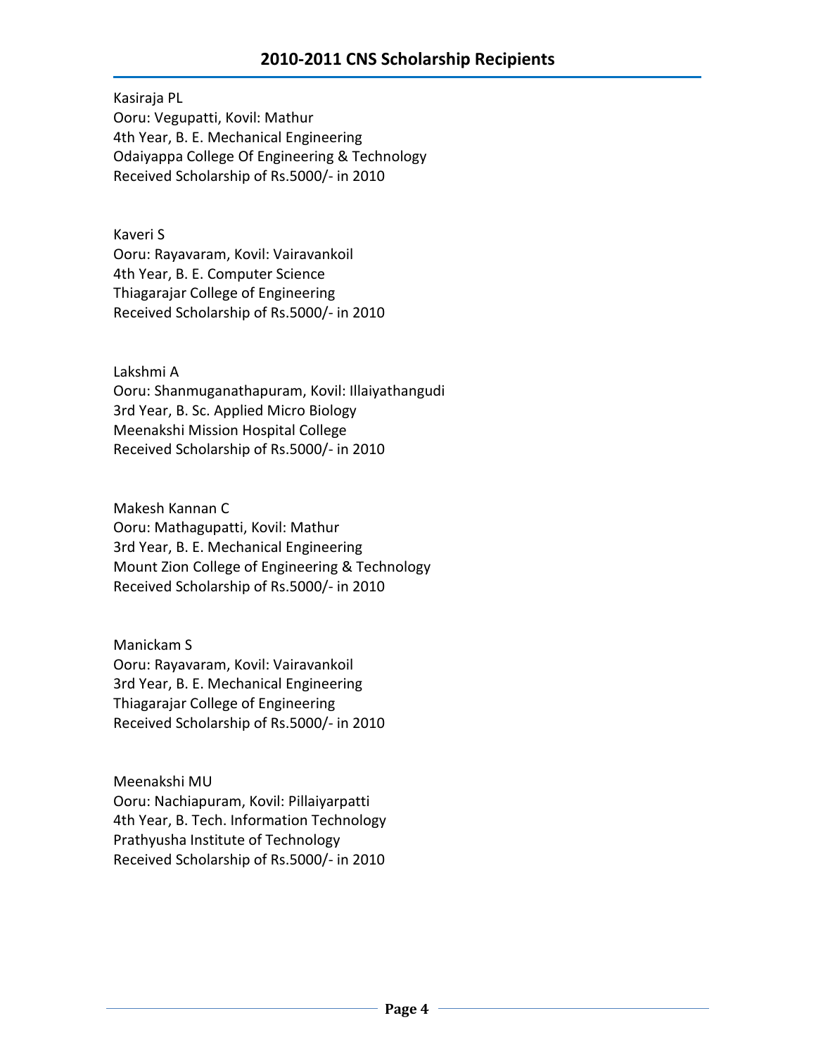## 2010-2011 CNS Scholarship Recipients

Kasiraja PL
Ooru: Vegupatti, Kovil: Mathur
4th Year, B. E. Mechanical Engineering
Odaiyappa College Of Engineering & Technology
Received Scholarship of Rs.5000/- in 2010

Kaveri S
Ooru: Rayavaram, Kovil: Vairavankoil
4th Year, B. E. Computer Science
Thiagarajar College of Engineering
Received Scholarship of Rs.5000/- in 2010

Lakshmi A
Ooru: Shanmuganathapuram, Kovil: Illaiyathangudi
3rd Year, B. Sc. Applied Micro Biology
Meenakshi Mission Hospital College
Received Scholarship of Rs.5000/- in 2010

Makesh Kannan C
Ooru: Mathagupatti, Kovil: Mathur
3rd Year, B. E. Mechanical Engineering
Mount Zion College of Engineering & Technology
Received Scholarship of Rs.5000/- in 2010

Manickam S
Ooru: Rayavaram, Kovil: Vairavankoil
3rd Year, B. E. Mechanical Engineering
Thiagarajar College of Engineering
Received Scholarship of Rs.5000/- in 2010

Meenakshi MU
Ooru: Nachiapuram, Kovil: Pillaiyarpatti
4th Year, B. Tech. Information Technology
Prathyusha Institute of Technology
Received Scholarship of Rs.5000/- in 2010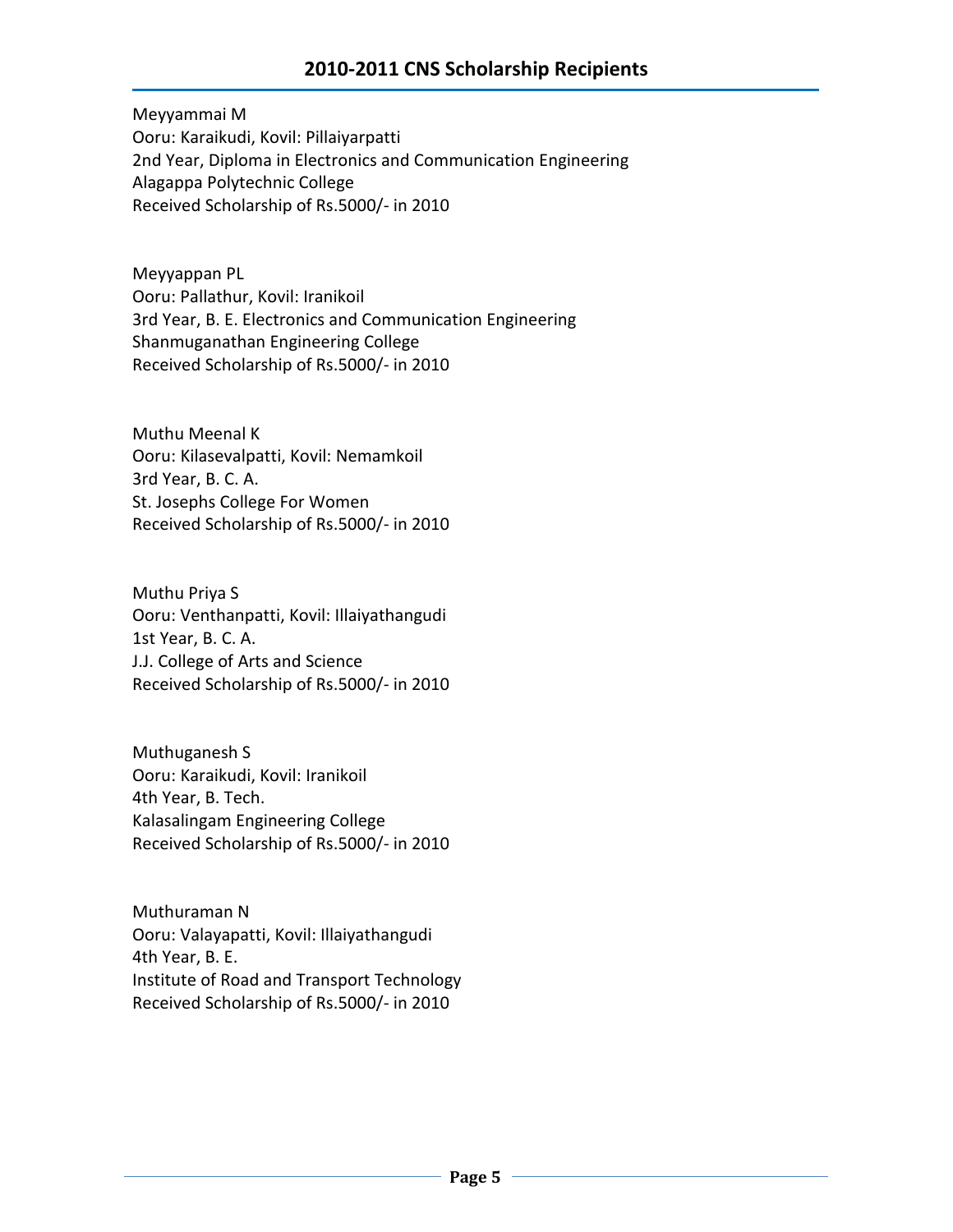## 2010-2011 CNS Scholarship Recipients

Meyyammai M
Ooru: Karaikudi, Kovil: Pillaiyarpatti
2nd Year, Diploma in Electronics and Communication Engineering
Alagappa Polytechnic College
Received Scholarship of Rs.5000/- in 2010

Meyyappan PL
Ooru: Pallathur, Kovil: Iranikoil
3rd Year, B. E. Electronics and Communication Engineering
Shanmuganathan Engineering College
Received Scholarship of Rs.5000/- in 2010

Muthu Meenal K
Ooru: Kilasevalpatti, Kovil: Nemamkoil
3rd Year, B. C. A.
St. Josephs College For Women
Received Scholarship of Rs.5000/- in 2010

Muthu Priya S
Ooru: Venthanpatti, Kovil: Illaiyathangudi
1st Year, B. C. A.
J.J. College of Arts and Science
Received Scholarship of Rs.5000/- in 2010

Muthuganesh S
Ooru: Karaikudi, Kovil: Iranikoil
4th Year, B. Tech.
Kalasalingam Engineering College
Received Scholarship of Rs.5000/- in 2010

Muthuraman N
Ooru: Valayapatti, Kovil: Illaiyathangudi
4th Year, B. E.
Institute of Road and Transport Technology
Received Scholarship of Rs.5000/- in 2010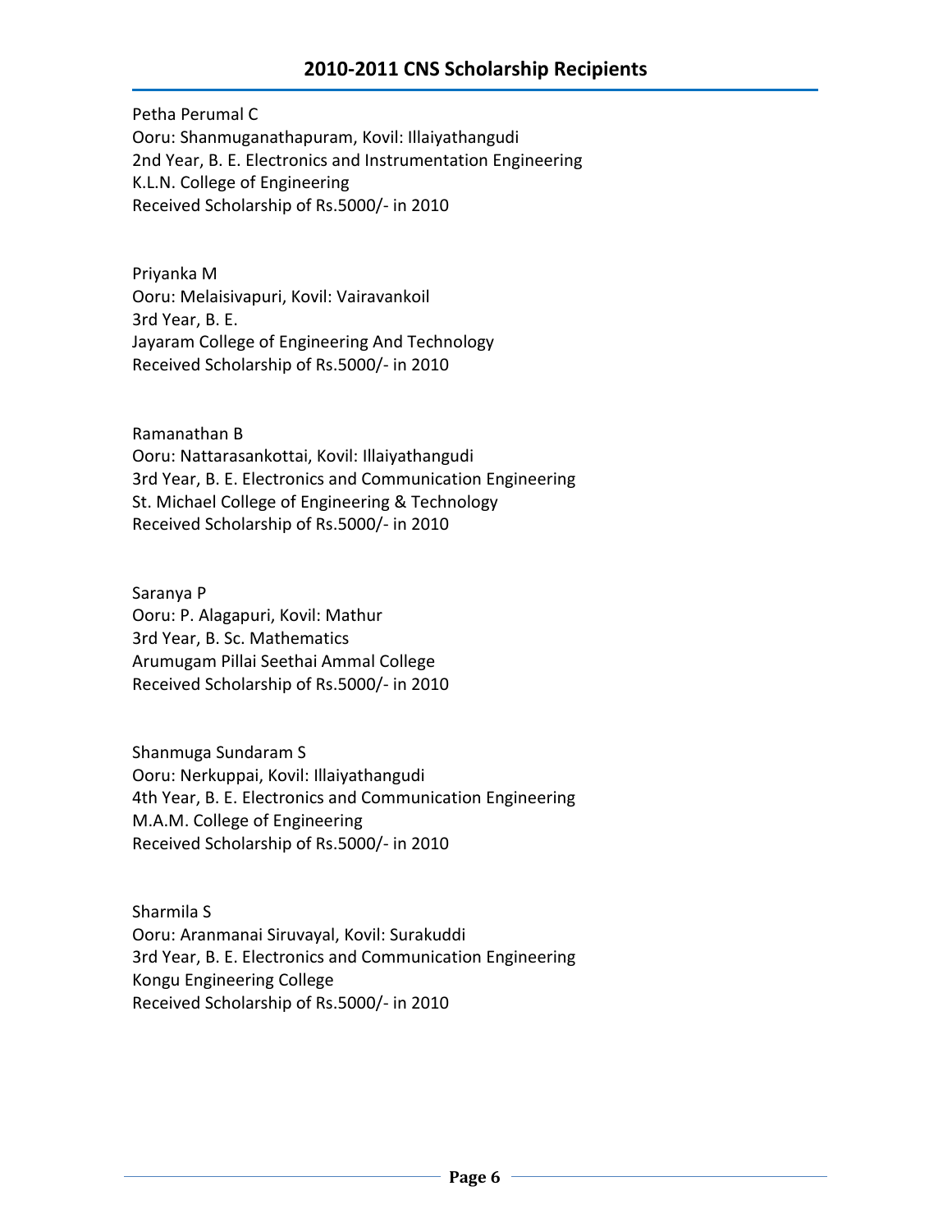## 2010-2011 CNS Scholarship Recipients

Petha Perumal C
Ooru: Shanmuganathapuram, Kovil: Illaiyathangudi
2nd Year, B. E. Electronics and Instrumentation Engineering
K.L.N. College of Engineering
Received Scholarship of Rs.5000/- in 2010

Priyanka M
Ooru: Melaisivapuri, Kovil: Vairavankoil
3rd Year, B. E.
Jayaram College of Engineering And Technology
Received Scholarship of Rs.5000/- in 2010

Ramanathan B
Ooru: Nattarasankottai, Kovil: Illaiyathangudi
3rd Year, B. E. Electronics and Communication Engineering
St. Michael College of Engineering & Technology
Received Scholarship of Rs.5000/- in 2010

Saranya P
Ooru: P. Alagapuri, Kovil: Mathur
3rd Year, B. Sc. Mathematics
Arumugam Pillai Seethai Ammal College
Received Scholarship of Rs.5000/- in 2010

Shanmuga Sundaram S
Ooru: Nerkuppai, Kovil: Illaiyathangudi
4th Year, B. E. Electronics and Communication Engineering
M.A.M. College of Engineering
Received Scholarship of Rs.5000/- in 2010

Sharmila S
Ooru: Aranmanai Siruvayal, Kovil: Surakuddi
3rd Year, B. E. Electronics and Communication Engineering
Kongu Engineering College
Received Scholarship of Rs.5000/- in 2010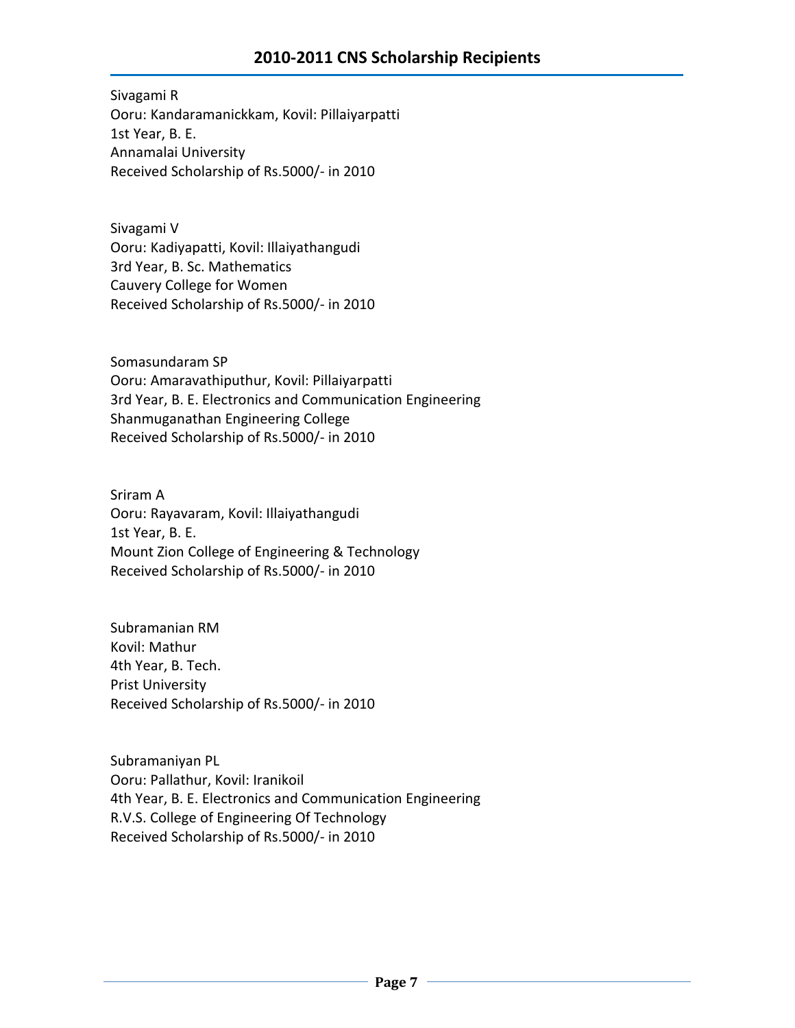## 2010-2011 CNS Scholarship Recipients

Sivagami R
Ooru: Kandaramanickkam, Kovil: Pillaiyarpatti
1st Year, B. E.
Annamalai University
Received Scholarship of Rs.5000/- in 2010

Sivagami V
Ooru: Kadiyapatti, Kovil: Illaiyathangudi
3rd Year, B. Sc. Mathematics
Cauvery College for Women
Received Scholarship of Rs.5000/- in 2010

Somasundaram SP
Ooru: Amaravathiputhur, Kovil: Pillaiyarpatti
3rd Year, B. E. Electronics and Communication Engineering
Shanmuganathan Engineering College
Received Scholarship of Rs.5000/- in 2010

Sriram A
Ooru: Rayavaram, Kovil: Illaiyathangudi
1st Year, B. E.
Mount Zion College of Engineering & Technology
Received Scholarship of Rs.5000/- in 2010

Subramanian RM
Kovil: Mathur
4th Year, B. Tech.
Prist University
Received Scholarship of Rs.5000/- in 2010

Subramaniyan PL
Ooru: Pallathur, Kovil: Iranikoil
4th Year, B. E. Electronics and Communication Engineering
R.V.S. College of Engineering Of Technology
Received Scholarship of Rs.5000/- in 2010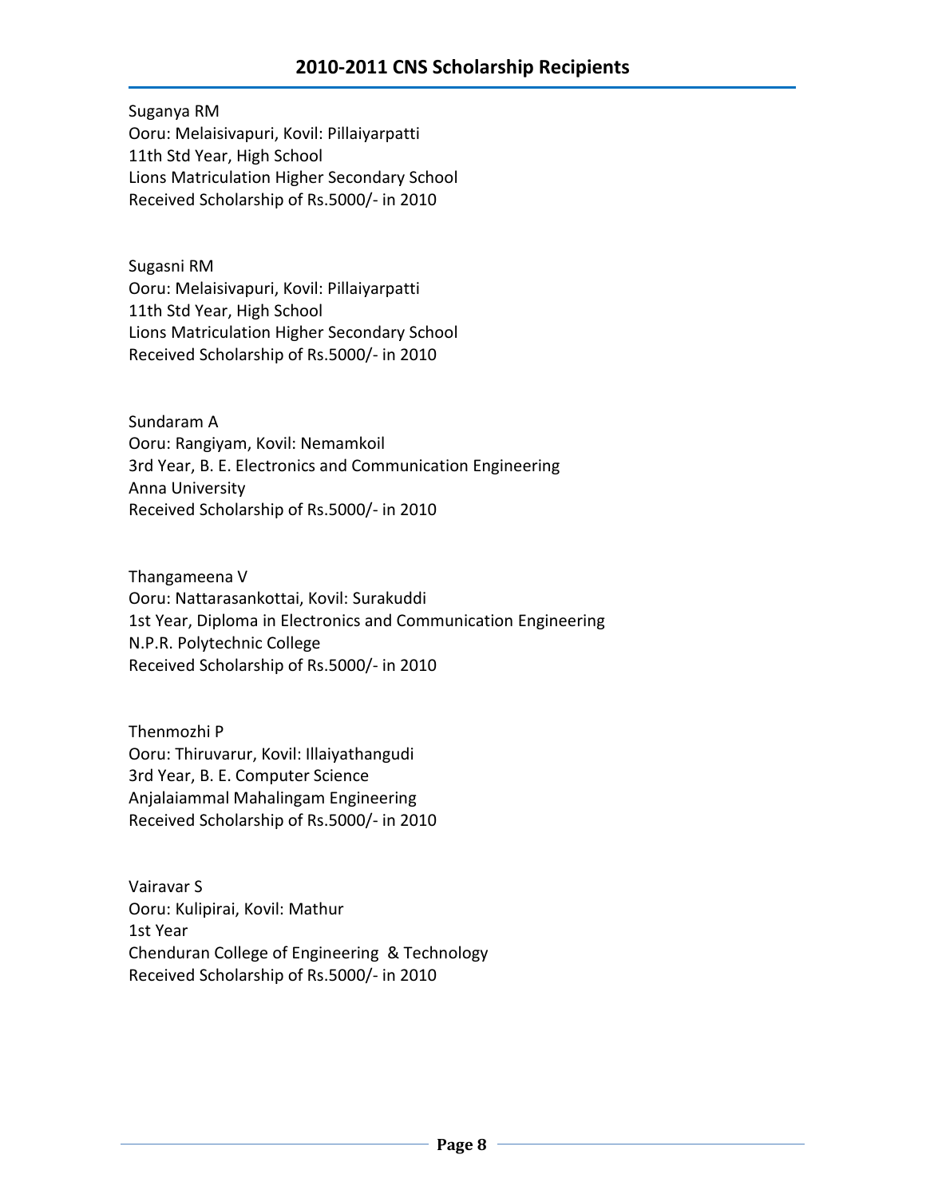## 2010-2011 CNS Scholarship Recipients

Suganya RM
Ooru: Melaisivapuri, Kovil: Pillaiyarpatti
11th Std Year, High School
Lions Matriculation Higher Secondary School
Received Scholarship of Rs.5000/- in 2010

Sugasni RM
Ooru: Melaisivapuri, Kovil: Pillaiyarpatti
11th Std Year, High School
Lions Matriculation Higher Secondary School
Received Scholarship of Rs.5000/- in 2010

Sundaram A
Ooru: Rangiyam, Kovil: Nemamkoil
3rd Year, B. E. Electronics and Communication Engineering
Anna University
Received Scholarship of Rs.5000/- in 2010

Thangameena V
Ooru: Nattarasankottai, Kovil: Surakuddi
1st Year, Diploma in Electronics and Communication Engineering
N.P.R. Polytechnic College
Received Scholarship of Rs.5000/- in 2010

Thenmozhi P
Ooru: Thiruvarur, Kovil: Illaiyathangudi
3rd Year, B. E. Computer Science
Anjalaiammal Mahalingam Engineering
Received Scholarship of Rs.5000/- in 2010

Vairavar S
Ooru: Kulipirai, Kovil: Mathur
1st Year
Chenduran College of Engineering & Technology
Received Scholarship of Rs.5000/- in 2010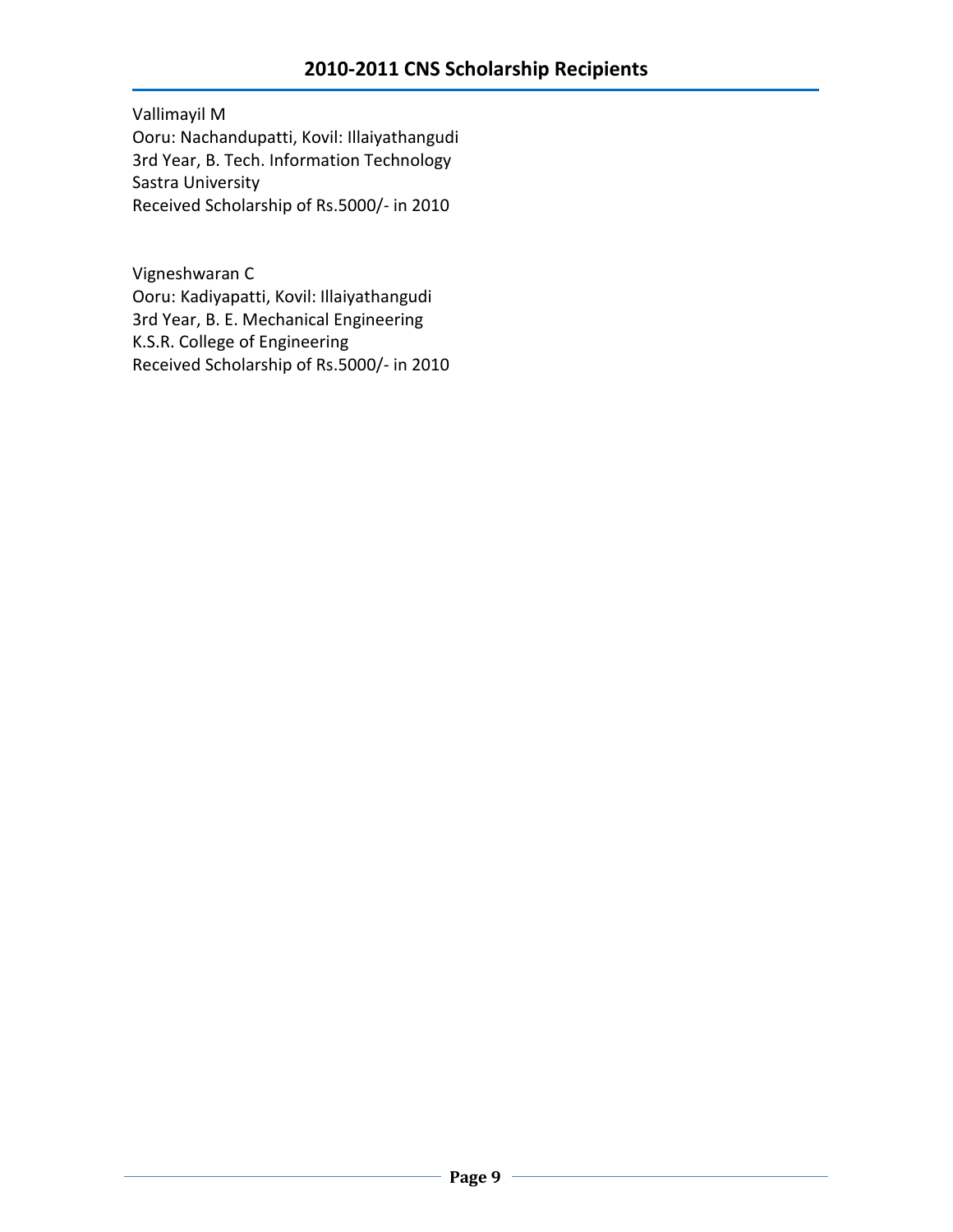## 2010-2011 CNS Scholarship Recipients

Vallimayil M
Ooru: Nachandupatti, Kovil: Illaiyathangudi
3rd Year, B. Tech. Information Technology
Sastra University
Received Scholarship of Rs.5000/- in 2010

Vigneshwaran C
Ooru: Kadiyapatti, Kovil: Illaiyathangudi
3rd Year, B. E. Mechanical Engineering
K.S.R. College of Engineering
Received Scholarship of Rs.5000/- in 2010